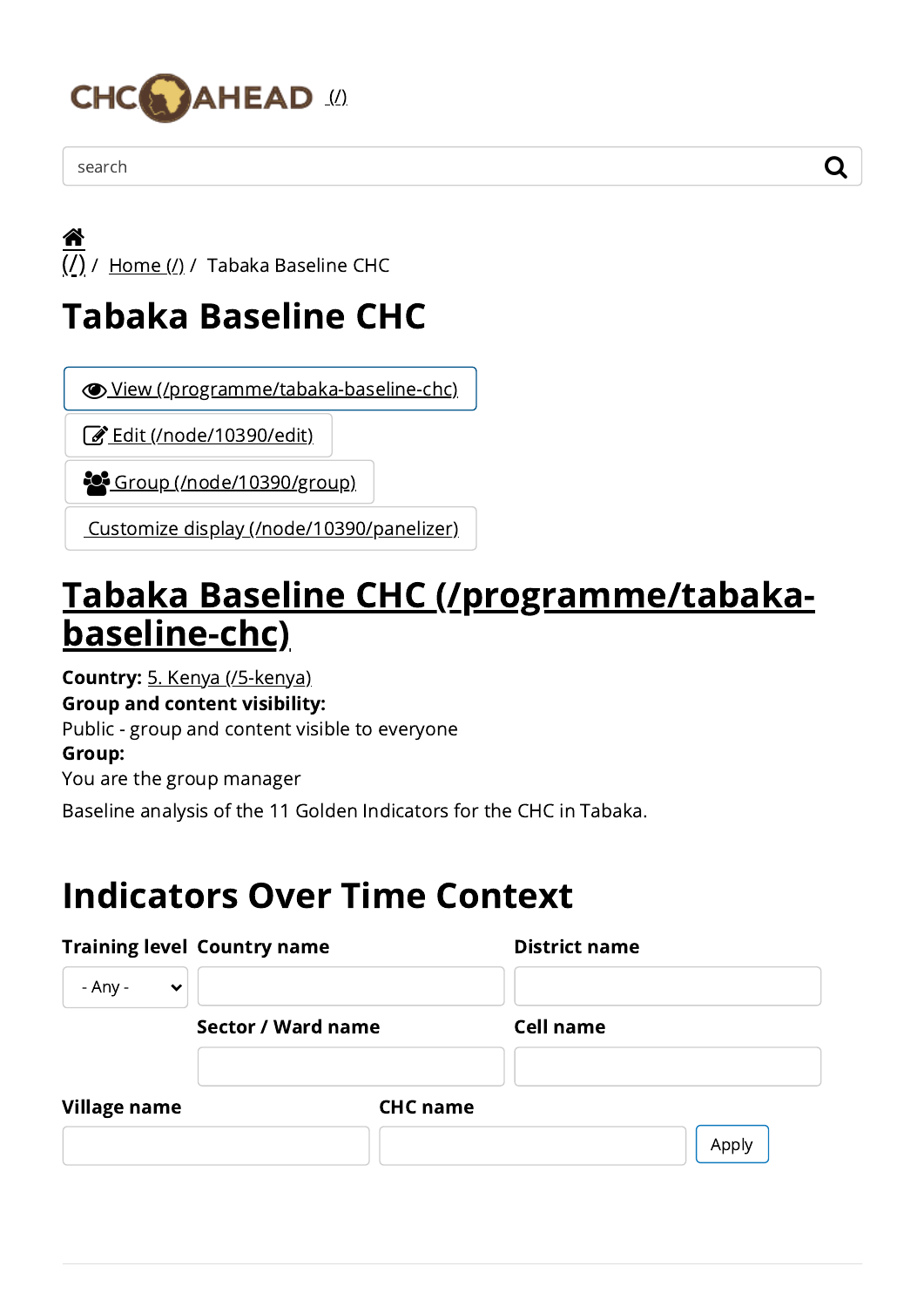CHC AHEAD (/)

search

(/) / Home (/) / Tabaka Baseline CHC

# Tabaka Baseline CHC

View (/programme/tabaka-baseline-chc)

Edit (/node/10390/edit)

Group (/node/10390/group)

Customize display (/node/10390/panelizer)

## Tabaka Baseline CHC (/programme/tabaka-baseline-chc)

**Country:** 5. Kenya (/5-kenya)

**Group and content visibility:**

Public - group and content visible to everyone

**Group:**

You are the group manager

Baseline analysis of the 11 Golden Indicators for the CHC in Tabaka.

## Indicators Over Time Context

**Training level**

- Any -

**Country name**

**District name**

**Sector / Ward name**

**Cell name**

**Village name**

**CHC name**

Apply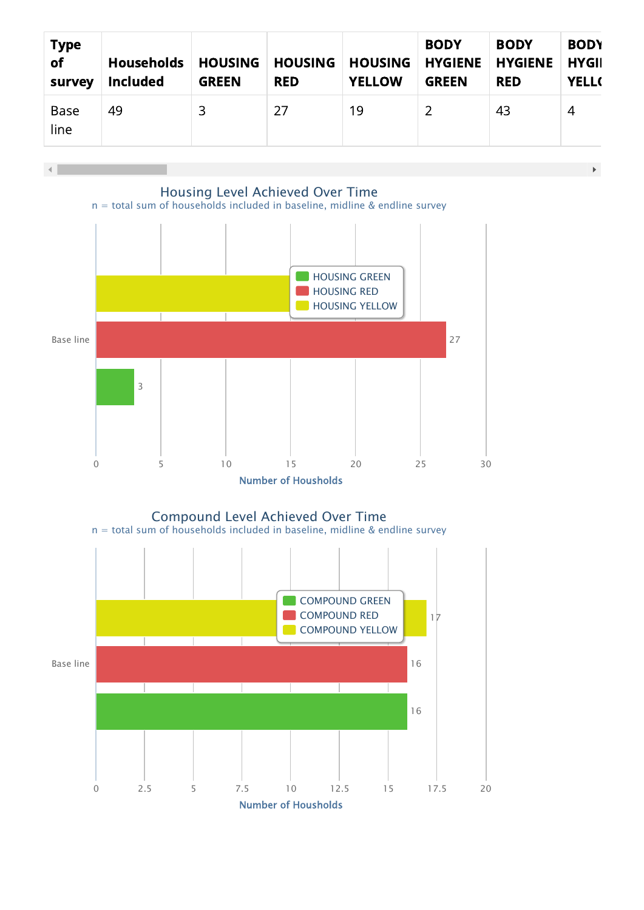| Type of survey | Households Included | HOUSING GREEN | HOUSING RED | HOUSING YELLOW | BODY HYGIENE GREEN | BODY HYGIENE RED | BODY HYGI YELL |
|---|---|---|---|---|---|---|---|
| Base line | 49 | 3 | 27 | 19 | 2 | 43 | 4 |

## Housing Level Achieved Over Time

n = total sum of households included in baseline, midline & endline survey

| | HOUSING GREEN | HOUSING RED | HOUSING YELLOW |
|---|---|---|---|
| Base line | 3 | 27 | |

Number of Housholds

## Compound Level Achieved Over Time

n = total sum of households included in baseline, midline & endline survey

| | COMPOUND GREEN | COMPOUND RED | COMPOUND YELLOW |
|---|---|---|---|
| Base line | 16 | 16 | 17 |

Number of Housholds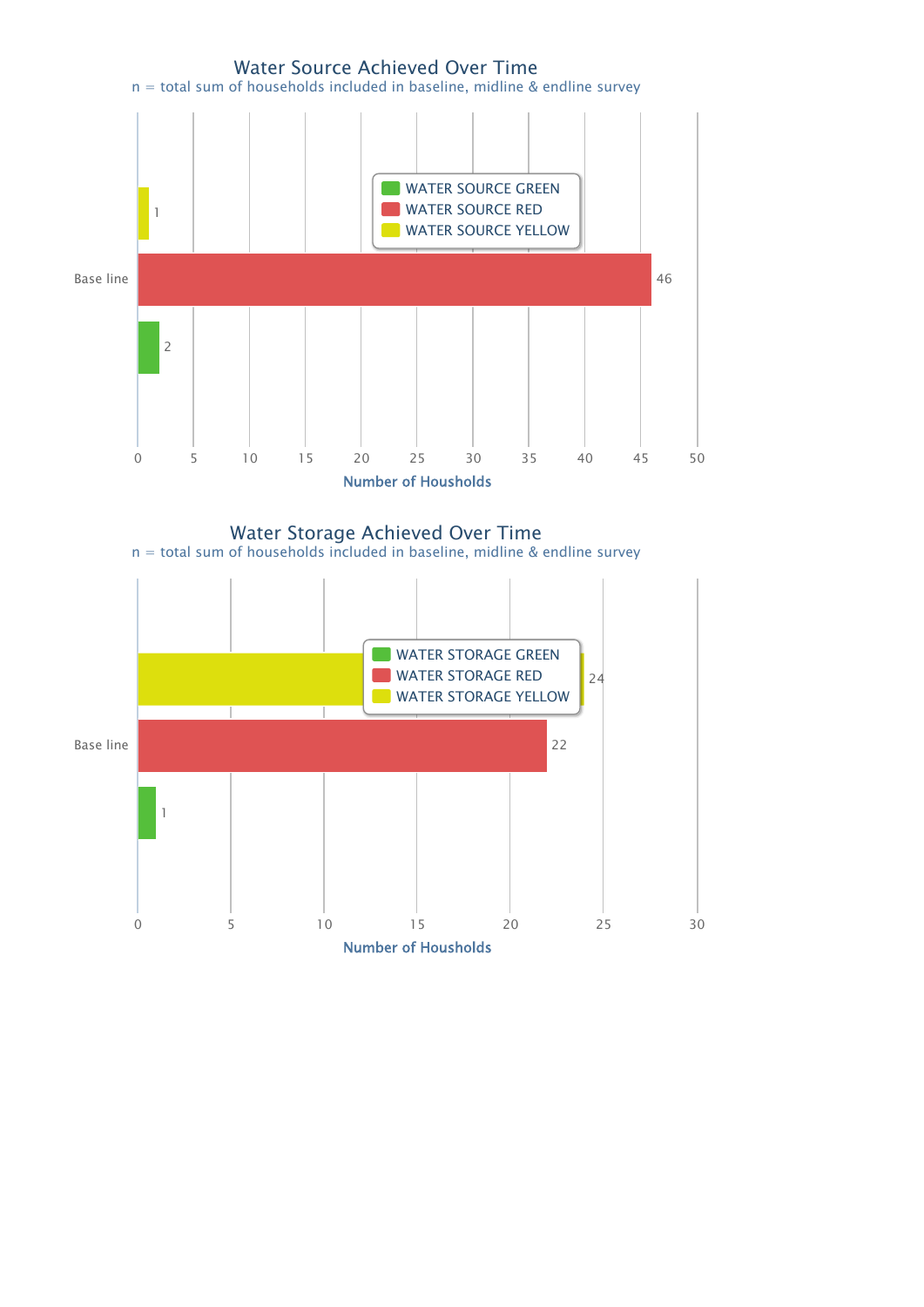## Water Source Achieved Over Time

n = total sum of households included in baseline, midline & endline survey

| | WATER SOURCE GREEN | WATER SOURCE RED | WATER SOURCE YELLOW |
|---|---|---|---|
| Base line | 2 | 46 | 1 |

Number of Housholds

## Water Storage Achieved Over Time

n = total sum of households included in baseline, midline & endline survey

| | WATER STORAGE GREEN | WATER STORAGE RED | WATER STORAGE YELLOW |
|---|---|---|---|
| Base line | 1 | 22 | 24 |

Number of Housholds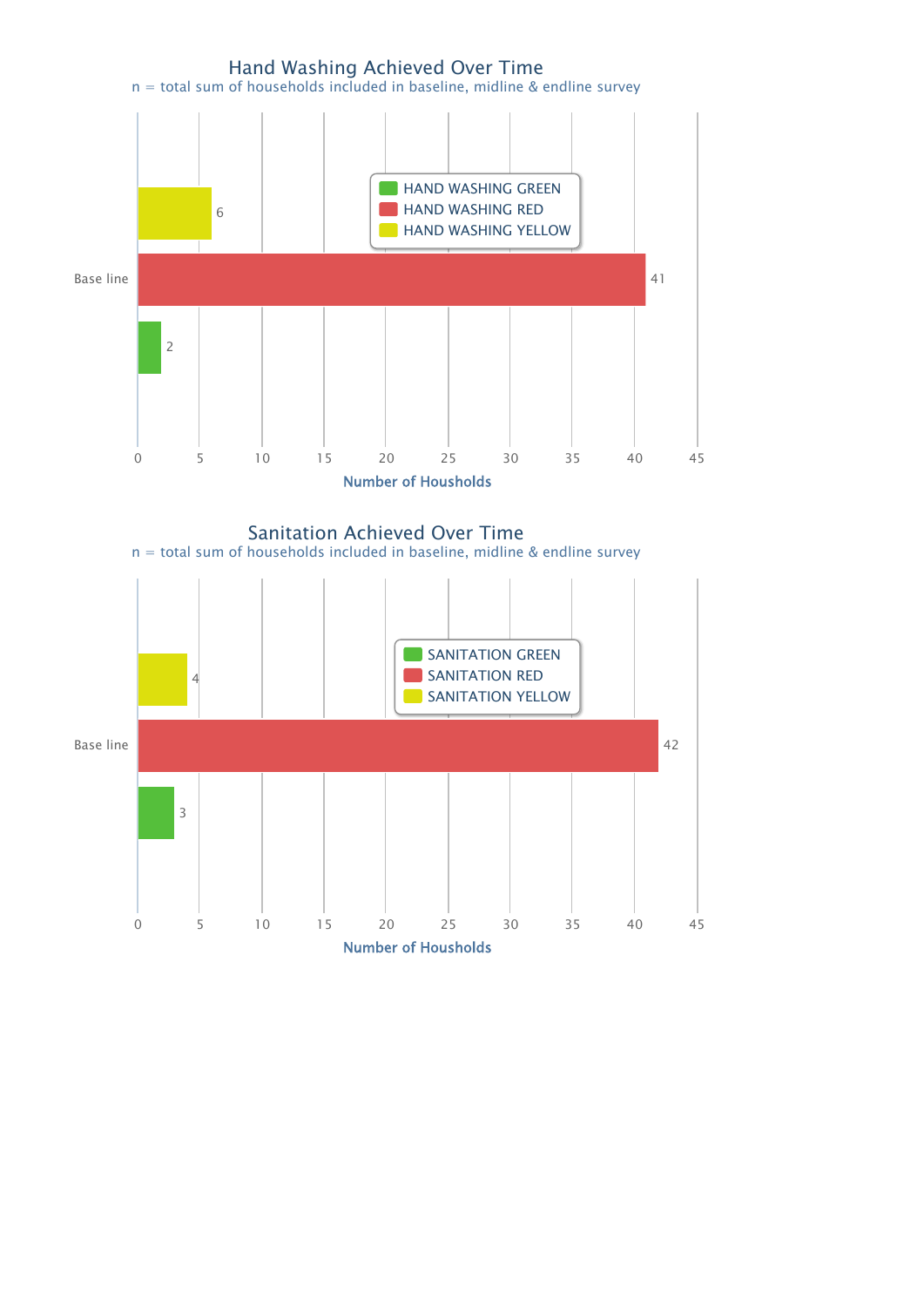## Hand Washing Achieved Over Time

n = total sum of households included in baseline, midline & endline survey

| | HAND WASHING YELLOW | HAND WASHING RED | HAND WASHING GREEN |
|---|---|---|---|
| Base line | 6 | 41 | 2 |

Number of Housholds

## Sanitation Achieved Over Time

n = total sum of households included in baseline, midline & endline survey

| | SANITATION YELLOW | SANITATION RED | SANITATION GREEN |
|---|---|---|---|
| Base line | 4 | 42 | 3 |

Number of Housholds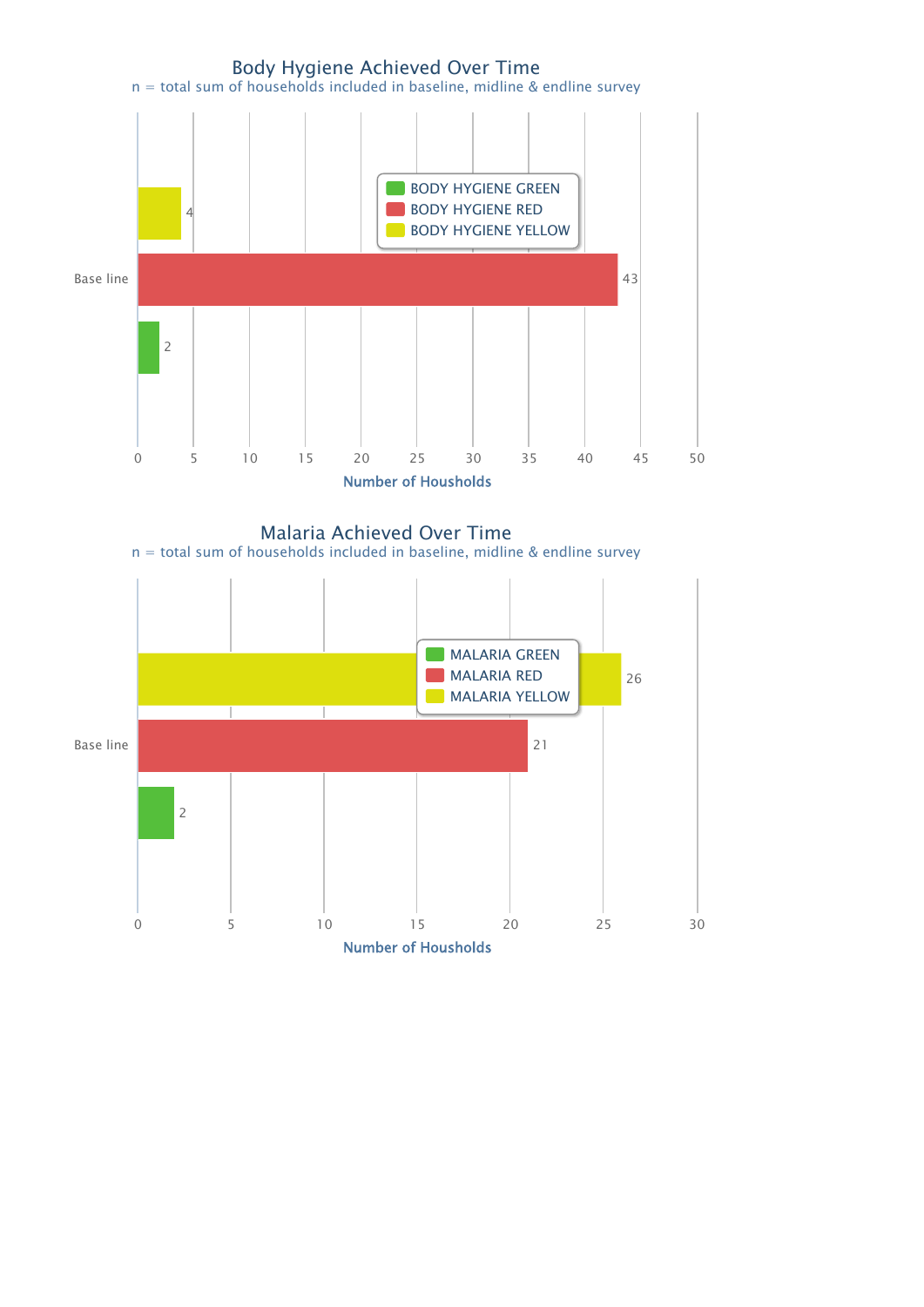## Body Hygiene Achieved Over Time

n = total sum of households included in baseline, midline & endline survey

| | BODY HYGIENE YELLOW | BODY HYGIENE RED | BODY HYGIENE GREEN |
|---|---|---|---|
| Base line | 4 | 43 | 2 |

Number of Housholds

## Malaria Achieved Over Time

n = total sum of households included in baseline, midline & endline survey

| | MALARIA YELLOW | MALARIA RED | MALARIA GREEN |
|---|---|---|---|
| Base line | 26 | 21 | 2 |

Number of Housholds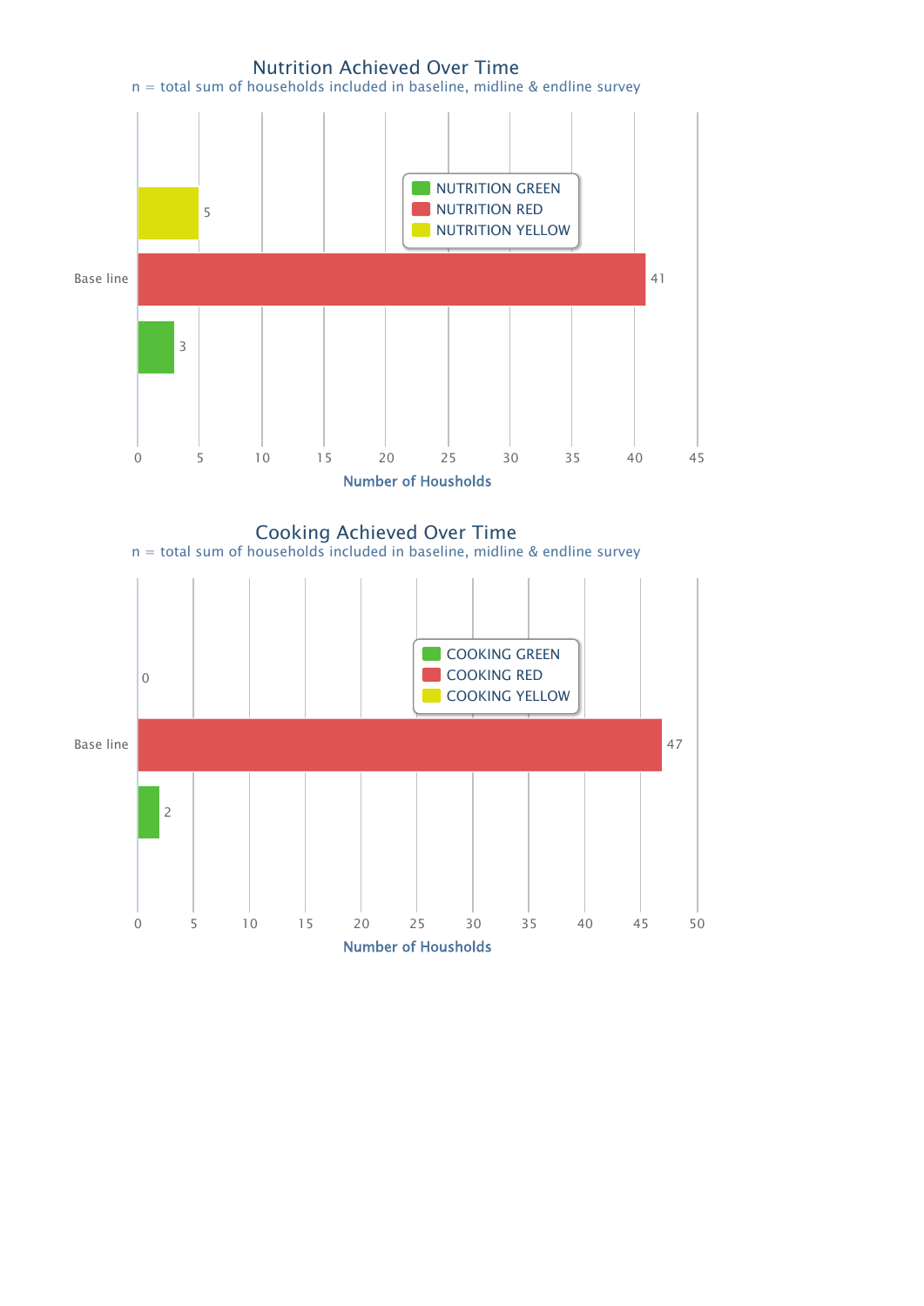## Nutrition Achieved Over Time

n = total sum of households included in baseline, midline & endline survey

| | NUTRITION YELLOW | NUTRITION RED | NUTRITION GREEN |
|---|---|---|---|
| Base line | 5 | 41 | 3 |

Number of Housholds

## Cooking Achieved Over Time

n = total sum of households included in baseline, midline & endline survey

| | COOKING YELLOW | COOKING RED | COOKING GREEN |
|---|---|---|---|
| Base line | 0 | 47 | 2 |

Number of Housholds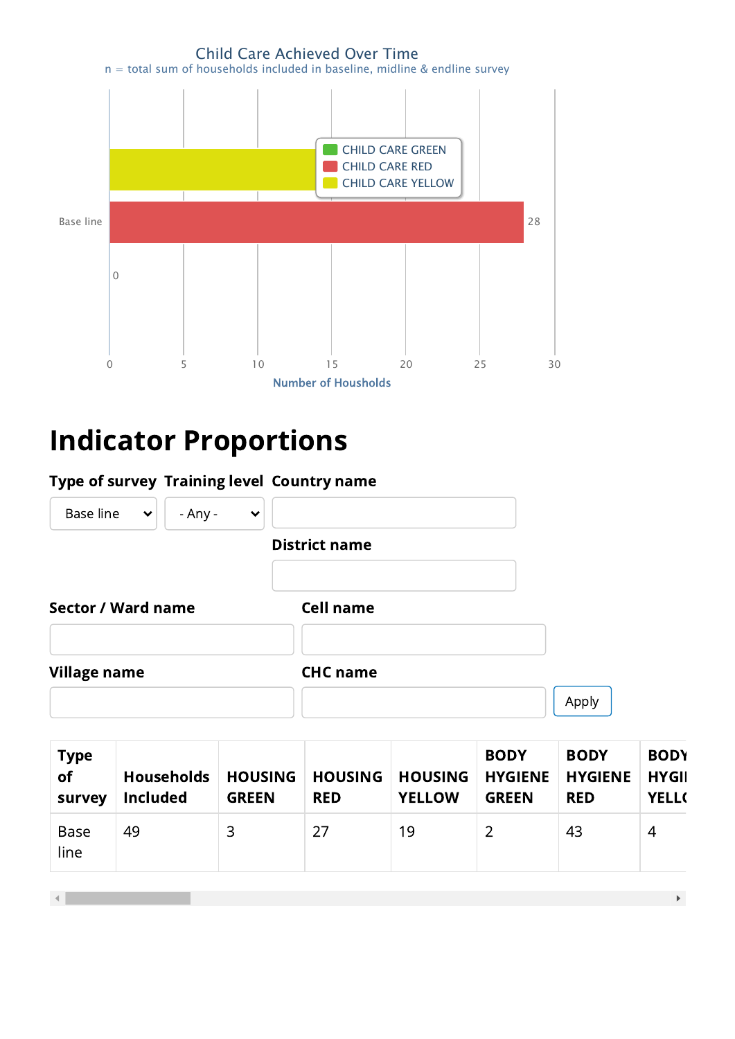Child Care Achieved Over Time

n = total sum of households included in baseline, midline & endline survey

CHILD CARE GREEN
CHILD CARE RED
CHILD CARE YELLOW

Base line

28

0

0 5 10 15 20 25 30

Number of Houshölds

# Indicator Proportions

**Type of survey** Base line

**Training level** - Any -

**Country name**

**District name**

**Sector / Ward name**

**Cell name**

**Village name**

**CHC name**

Apply

| Type of survey | Households Included | HOUSING GREEN | HOUSING RED | HOUSING YELLOW | BODY HYGIENE GREEN | BODY HYGIENE RED | BODY HYGI YELL |
|---|---|---|---|---|---|---|---|
| Base line | 49 | 3 | 27 | 19 | 2 | 43 | 4 |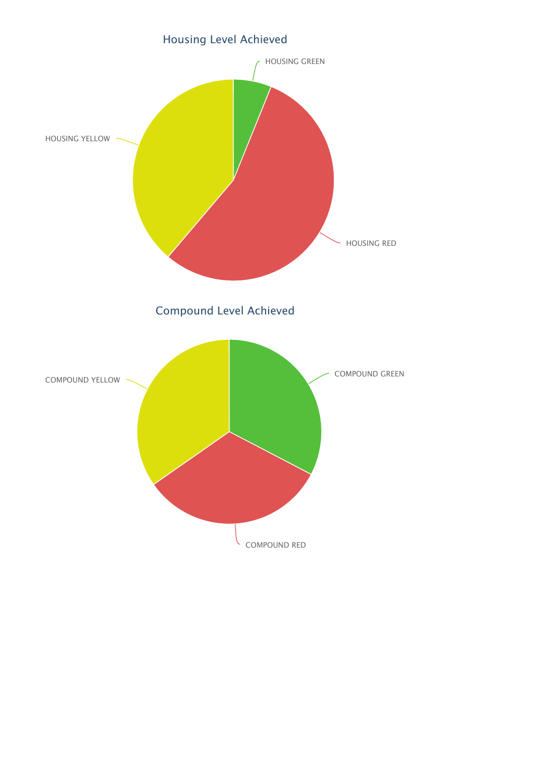## Housing Level Achieved

HOUSING GREEN

HOUSING YELLOW

HOUSING RED

## Compound Level Achieved

COMPOUND YELLOW

COMPOUND GREEN

COMPOUND RED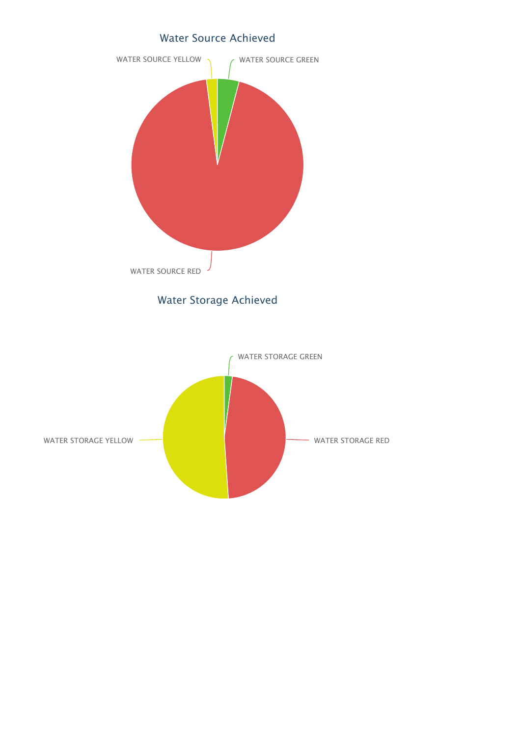## Water Source Achieved

WATER SOURCE YELLOW

WATER SOURCE GREEN

WATER SOURCE RED

## Water Storage Achieved

WATER STORAGE GREEN

WATER STORAGE YELLOW

WATER STORAGE RED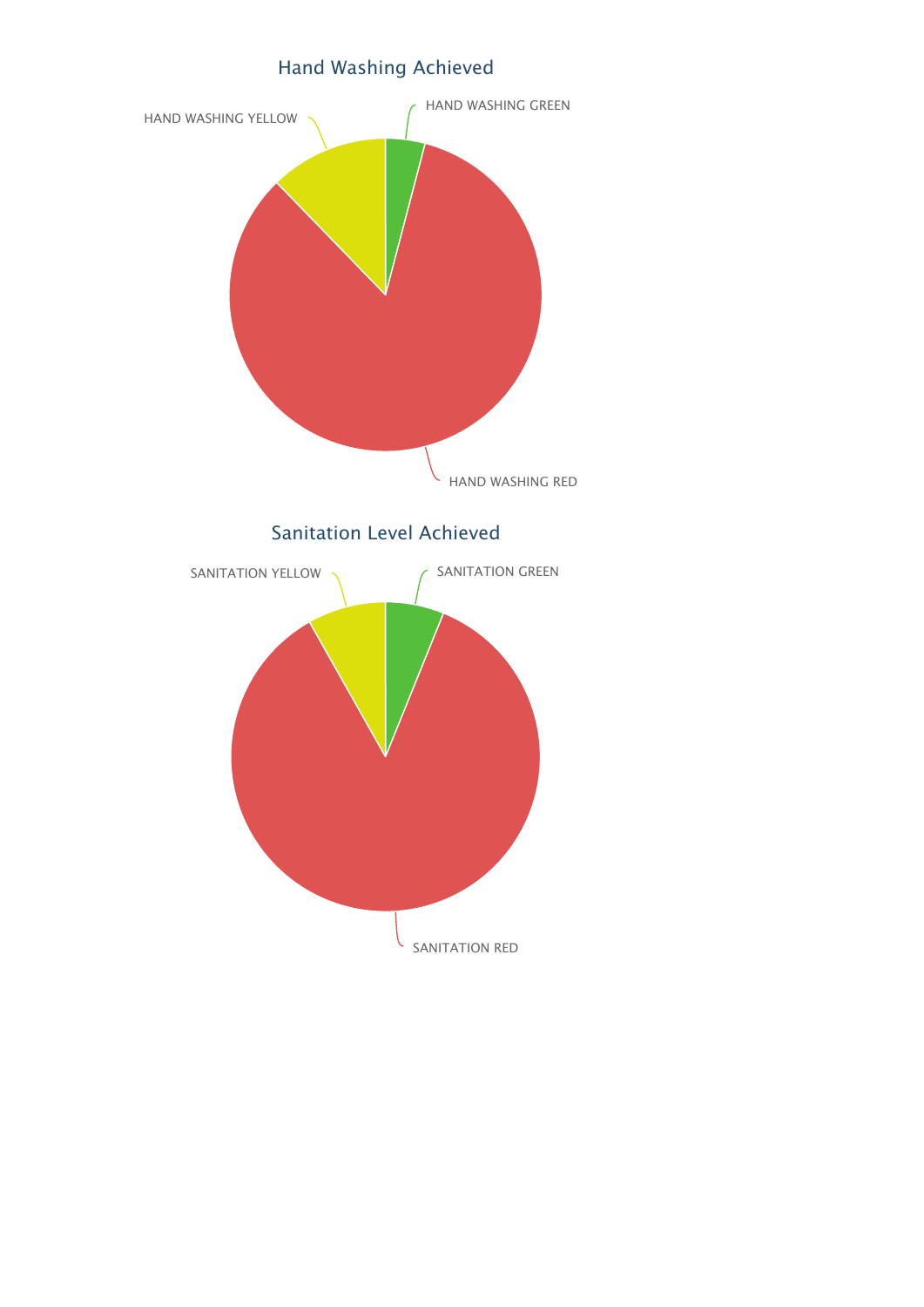## Hand Washing Achieved

HAND WASHING YELLOW

HAND WASHING GREEN

HAND WASHING RED

## Sanitation Level Achieved

SANITATION YELLOW

SANITATION GREEN

SANITATION RED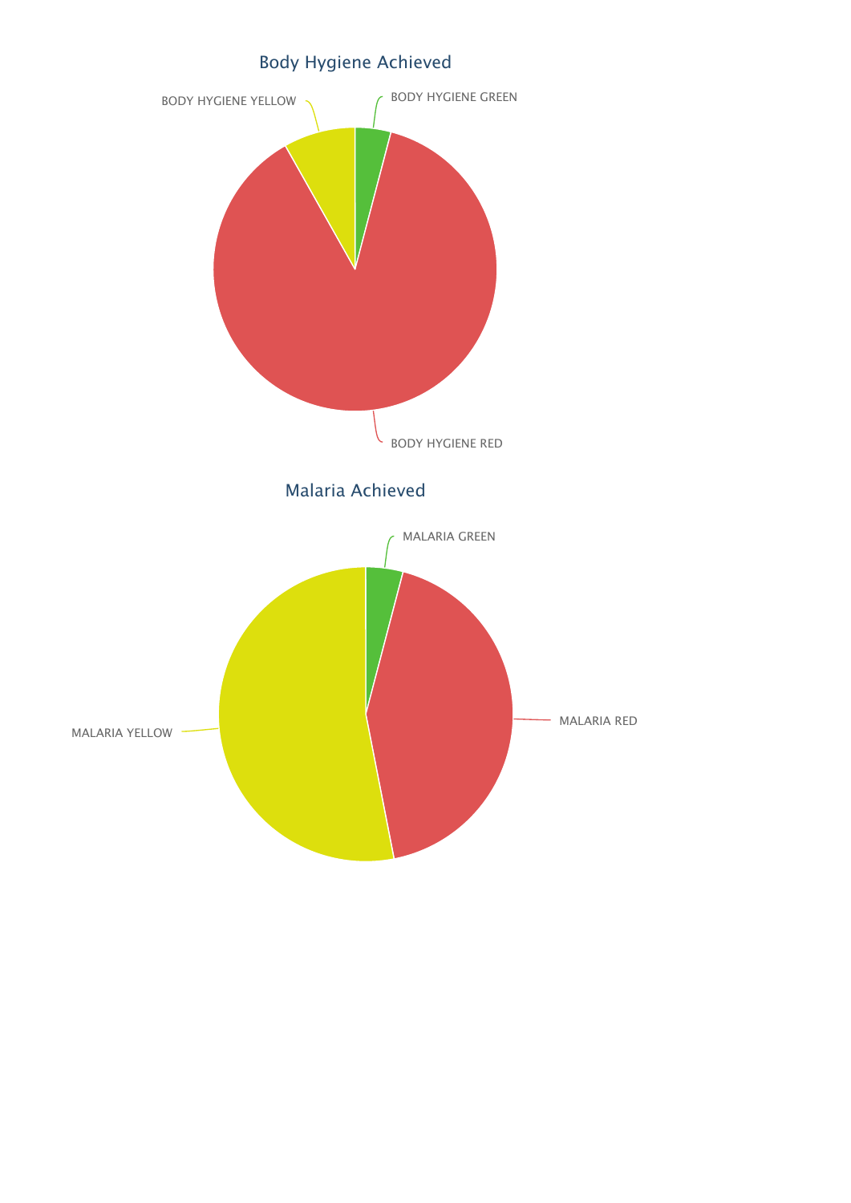## Body Hygiene Achieved

BODY HYGIENE YELLOW

BODY HYGIENE GREEN

BODY HYGIENE RED

## Malaria Achieved

MALARIA GREEN

MALARIA YELLOW

MALARIA RED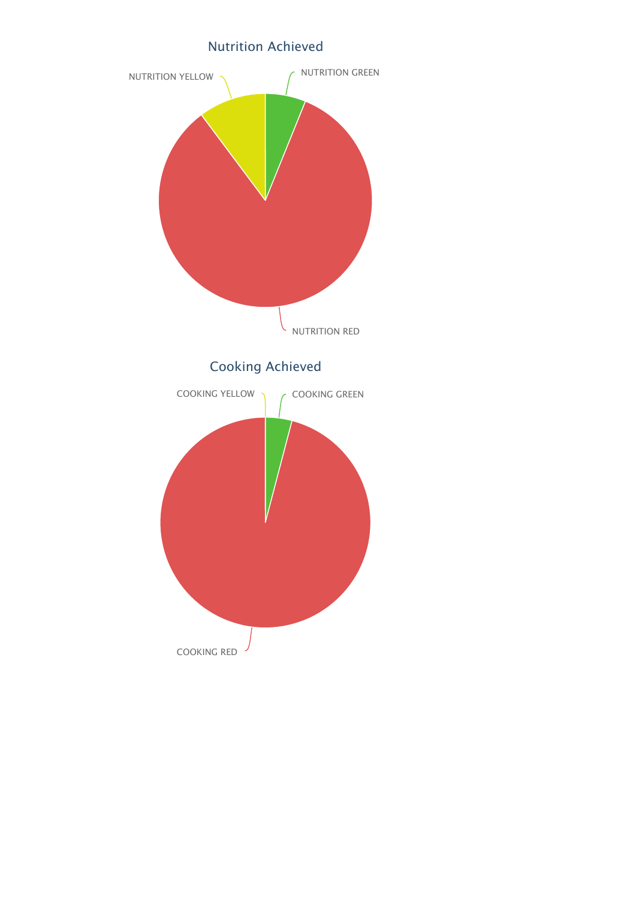## Nutrition Achieved

NUTRITION YELLOW

NUTRITION GREEN

NUTRITION RED

## Cooking Achieved

COOKING YELLOW

COOKING GREEN

COOKING RED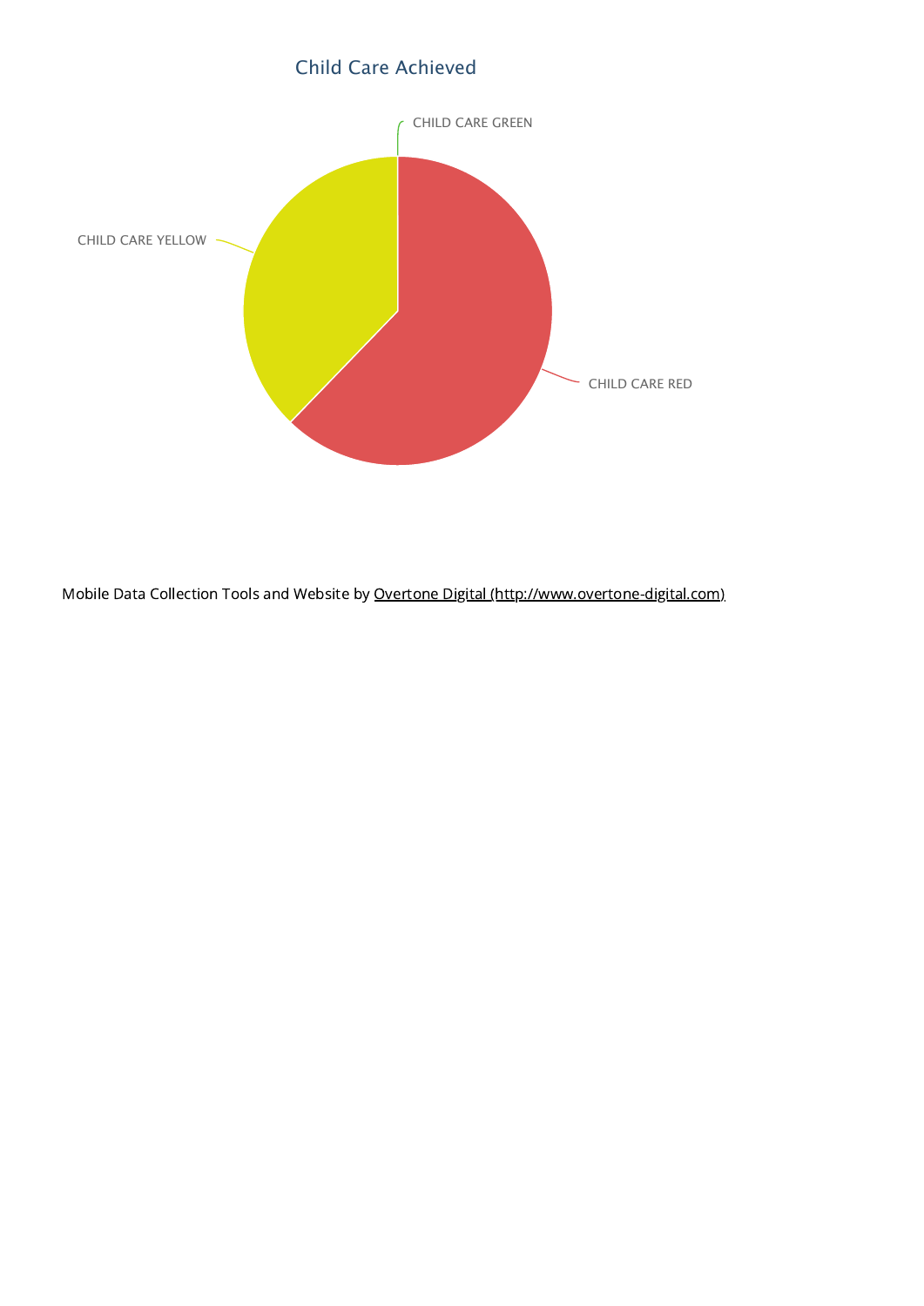Child Care Achieved

CHILD CARE GREEN

CHILD CARE YELLOW

CHILD CARE RED

Mobile Data Collection Tools and Website by [Overtone Digital (http://www.overtone-digital.com)](http://www.overtone-digital.com)